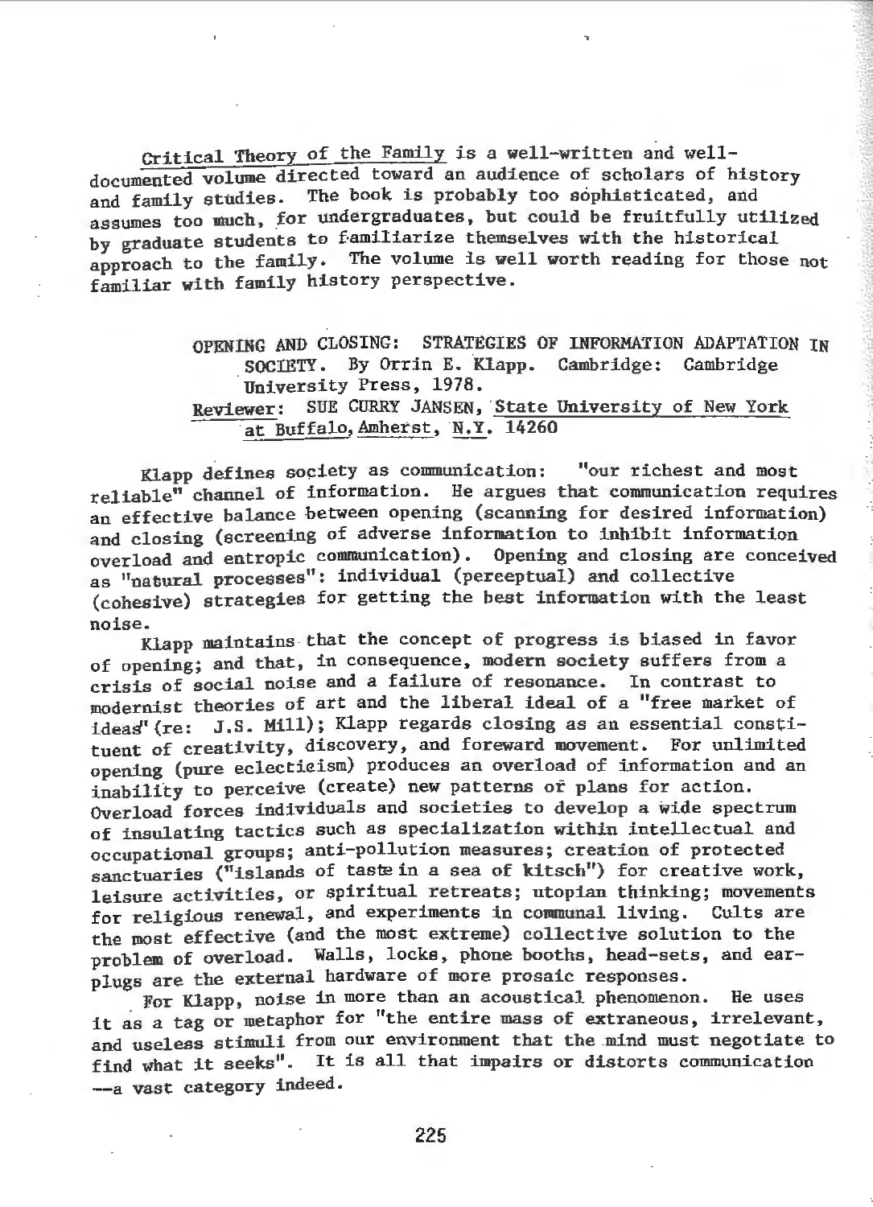*Critical Theory of the Family* is a well-written and well-documented volume directed toward an audience of scholars of history and family studies. The book is probably too sophisticated, and assumes too much, for undergraduates, but could be fruitfully utilized by graduate students to familiarize themselves with the historical approach to the family. The volume is well worth reading for those not familiar with family history perspective.

OPENING AND CLOSING: STRATEGIES OF INFORMATION ADAPTATION IN SOCIETY. By Orrin E. Klapp. Cambridge: Cambridge University Press, 1978.
Reviewer: SUE CURRY JANSEN, State University of New York at Buffalo, Amherst, N.Y. 14260

Klapp defines society as communication: "our richest and most reliable" channel of information. He argues that communication requires an effective balance between opening (scanning for desired information) and closing (screening of adverse information to inhibit information overload and entropic communication). Opening and closing are conceived as "natural processes": individual (perceptual) and collective (cohesive) strategies for getting the best information with the least noise.

Klapp maintains that the concept of progress is biased in favor of opening; and that, in consequence, modern society suffers from a crisis of social noise and a failure of resonance. In contrast to modernist theories of art and the liberal ideal of a "free market of ideas" (re: J.S. Mill); Klapp regards closing as an essential constituent of creativity, discovery, and foreward movement. For unlimited opening (pure eclecticism) produces an overload of information and an inability to perceive (create) new patterns or plans for action. Overload forces individuals and societies to develop a wide spectrum of insulating tactics such as specialization within intellectual and occupational groups; anti-pollution measures; creation of protected sanctuaries ("islands of taste in a sea of kitsch") for creative work, leisure activities, or spiritual retreats; utopian thinking; movements for religious renewal, and experiments in communal living. Cults are the most effective (and the most extreme) collective solution to the problem of overload. Walls, locks, phone booths, head-sets, and ear-plugs are the external hardware of more prosaic responses.

For Klapp, noise in more than an acoustical phenomenon. He uses it as a tag or metaphor for "the entire mass of extraneous, irrelevant, and useless stimuli from our environment that the mind must negotiate to find what it seeks". It is all that impairs or distorts communication —a vast category indeed.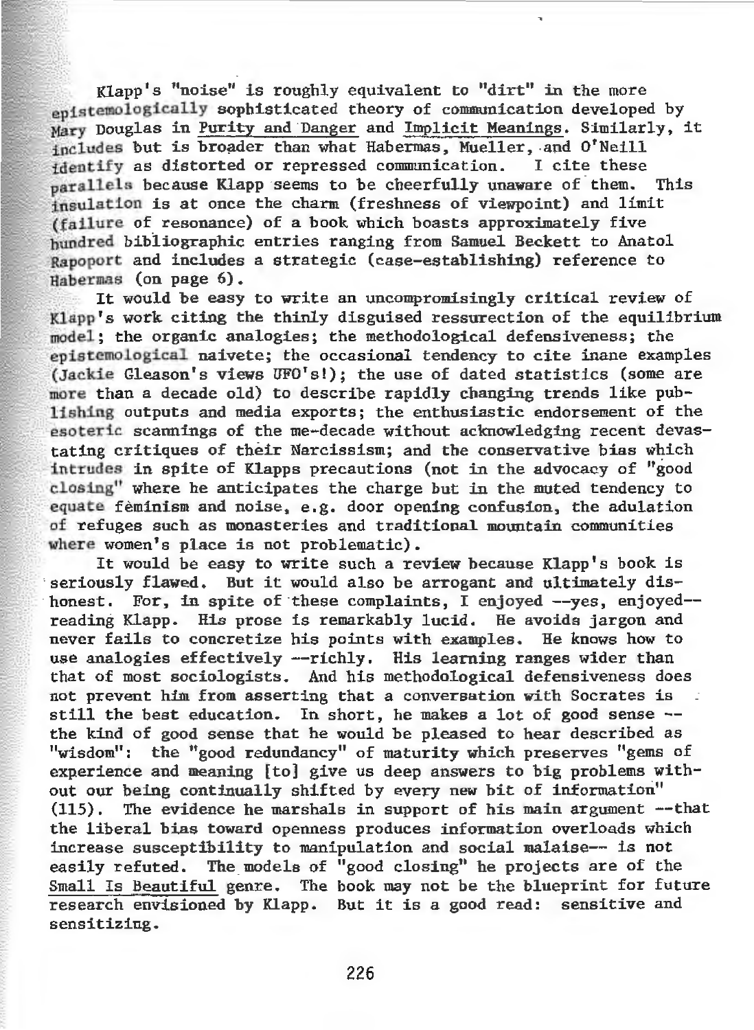Klapp's "noise" is roughly equivalent to "dirt" in the more epistemologically sophisticated theory of communication developed by Mary Douglas in Purity and Danger and Implicit Meanings. Similarly, it includes but is broader than what Habermas, Mueller, and O'Neill identify as distorted or repressed communication. I cite these parallels because Klapp seems to be cheerfully unaware of them. This insulation is at once the charm (freshness of viewpoint) and limit (failure of resonance) of a book which boasts approximately five hundred bibliographic entries ranging from Samuel Beckett to Anatol Rapoport and includes a strategic (case-establishing) reference to Habermas (on page 6).

It would be easy to write an uncompromisingly critical review of Klapp's work citing the thinly disguised ressurection of the equilibrium model; the organic analogies; the methodological defensiveness; the epistemological naivete; the occasional tendency to cite inane examples (Jackie Gleason's views UFO's!); the use of dated statistics (some are more than a decade old) to describe rapidly changing trends like publishing outputs and media exports; the enthusiastic endorsement of the esoteric scannings of the me-decade without acknowledging recent devastating critiques of their Narcissism; and the conservative bias which intrudes in spite of Klapps precautions (not in the advocacy of "good closing" where he anticipates the charge but in the muted tendency to equate fèminism and noise, e.g. door opening confusion, the adulation of refuges such as monasteries and traditional mountain communities where women's place is not problematic).

It would be easy to write such a review because Klapp's book is seriously flawed. But it would also be arrogant and ultimately dishonest. For, in spite of these complaints, I enjoyed --yes, enjoyed-- reading Klapp. His prose is remarkably lucid. He avoids jargon and never fails to concretize his points with examples. He knows how to use analogies effectively --richly. His learning ranges wider than that of most sociologists. And his methodological defensiveness does not prevent him from asserting that a conversation with Socrates is still the best education. In short, he makes a lot of good sense -- the kind of good sense that he would be pleased to hear described as "wisdom": the "good redundancy" of maturity which preserves "gems of experience and meaning [to] give us deep answers to big problems without our being continually shifted by every new bit of information" (115). The evidence he marshals in support of his main argument --that the liberal bias toward openness produces information overloads which increase susceptibility to manipulation and social malaise-- is not easily refuted. The models of "good closing" he projects are of the Small Is Beautiful genre. The book may not be the blueprint for future research envisioned by Klapp. But it is a good read: sensitive and sensitizing.